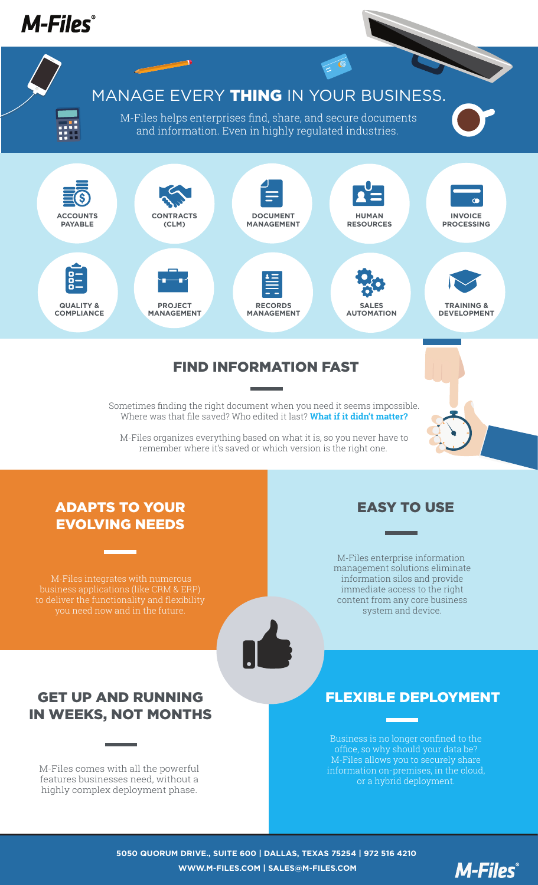# M-Files

## MANAGE EVERY THING IN YOUR BUSINESS.

M-Files helps enterprises find, share, and secure documents and information. Even in highly regulated industries.

- ACCOUNTS PAYABLE
- CONTRACTS (CLM)
- DOCUMENT MANAGEMENT
- HUMAN RESOURCES
- INVOICE PROCESSING
- QUALITY & COMPLIANCE
- PROJECT MANAGEMENT
- RECORDS MANAGEMENT
- SALES AUTOMATION
- TRAINING & DEVELOPMENT

## FIND INFORMATION FAST

Sometimes finding the right document when you need it seems impossible. Where was that file saved? Who edited it last? **What if it didn't matter?**

M-Files organizes everything based on what it is, so you never have to remember where it's saved or which version is the right one.

## ADAPTS TO YOUR EVOLVING NEEDS

M-Files integrates with numerous business applications (like CRM & ERP) to deliver the functionality and flexibility you need now and in the future.

## EASY TO USE

M-Files enterprise information management solutions eliminate information silos and provide immediate access to the right content from any core business system and device.

## GET UP AND RUNNING IN WEEKS, NOT MONTHS

M-Files comes with all the powerful features businesses need, without a highly complex deployment phase.

## FLEXIBLE DEPLOYMENT

Business is no longer confined to the office, so why should your data be? M-Files allows you to securely share information on-premises, in the cloud, or a hybrid deployment.

**5050 QUORUM DRIVE., SUITE 600 | DALLAS, TEXAS 75254 | 972 516 4210**

**WWW.M-FILES.COM | SALES@M-FILES.COM**

M-Files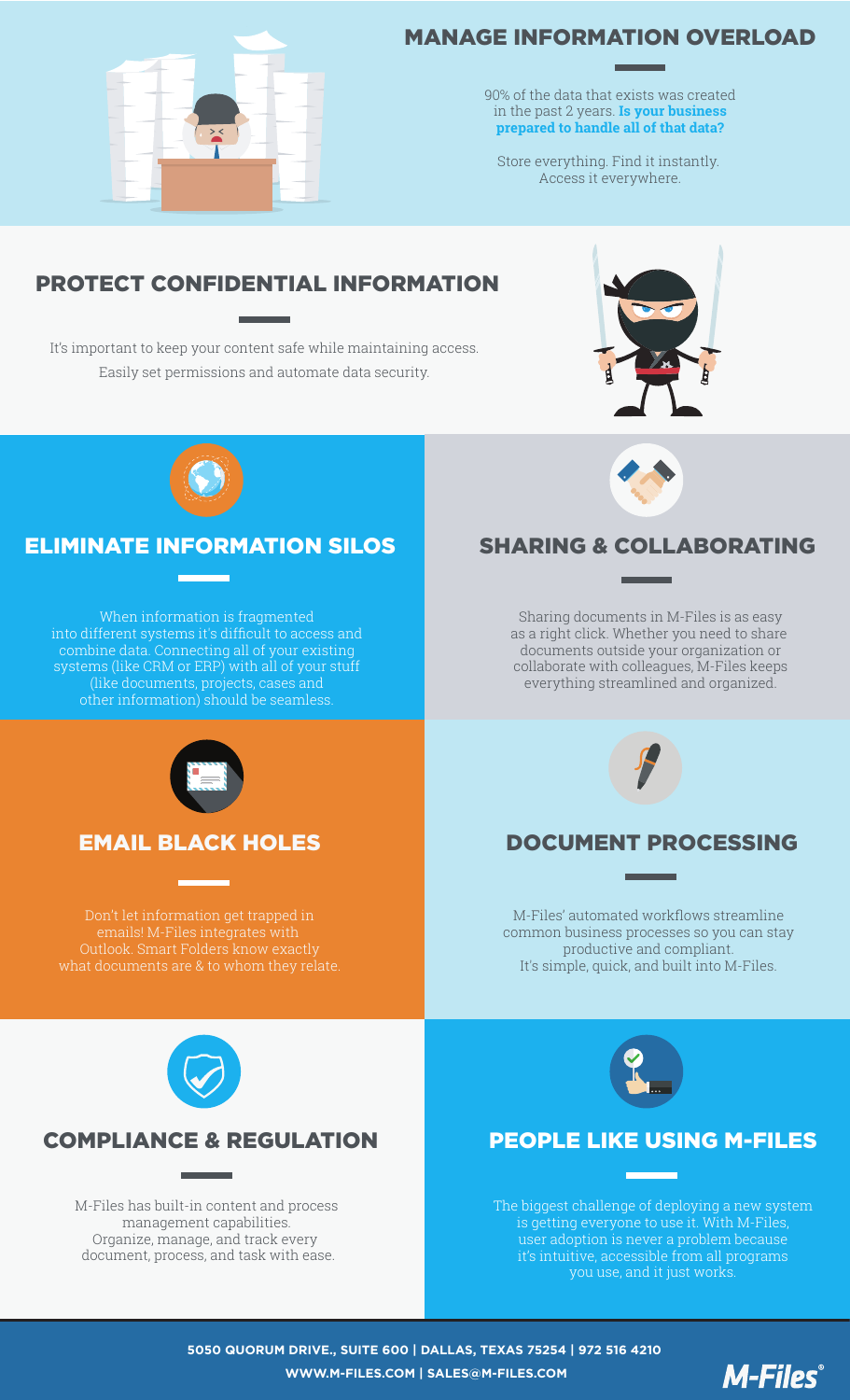## MANAGE INFORMATION OVERLOAD

90% of the data that exists was created in the past 2 years. **Is your business prepared to handle all of that data?**

Store everything. Find it instantly. Access it everywhere.

## PROTECT CONFIDENTIAL INFORMATION

It's important to keep your content safe while maintaining access. Easily set permissions and automate data security.

## ELIMINATE INFORMATION SILOS

When information is fragmented into different systems it's difficult to access and combine data. Connecting all of your existing systems (like CRM or ERP) with all of your stuff (like documents, projects, cases and other information) should be seamless.

## SHARING & COLLABORATING

Sharing documents in M-Files is as easy as a right click. Whether you need to share documents outside your organization or collaborate with colleagues, M-Files keeps everything streamlined and organized.

## EMAIL BLACK HOLES

Don't let information get trapped in emails! M-Files integrates with Outlook. Smart Folders know exactly what documents are & to whom they relate.

## DOCUMENT PROCESSING

M-Files' automated workflows streamline common business processes so you can stay productive and compliant. It's simple, quick, and built into M-Files.

## COMPLIANCE & REGULATION

M-Files has built-in content and process management capabilities. Organize, manage, and track every document, process, and task with ease.

## PEOPLE LIKE USING M-FILES

The biggest challenge of deploying a new system is getting everyone to use it. With M-Files, user adoption is never a problem because it's intuitive, accessible from all programs you use, and it just works.

**5050 QUORUM DRIVE., SUITE 600 | DALLAS, TEXAS 75254 | 972 516 4210**

**WWW.M-FILES.COM | SALES@M-FILES.COM**

M-Files®